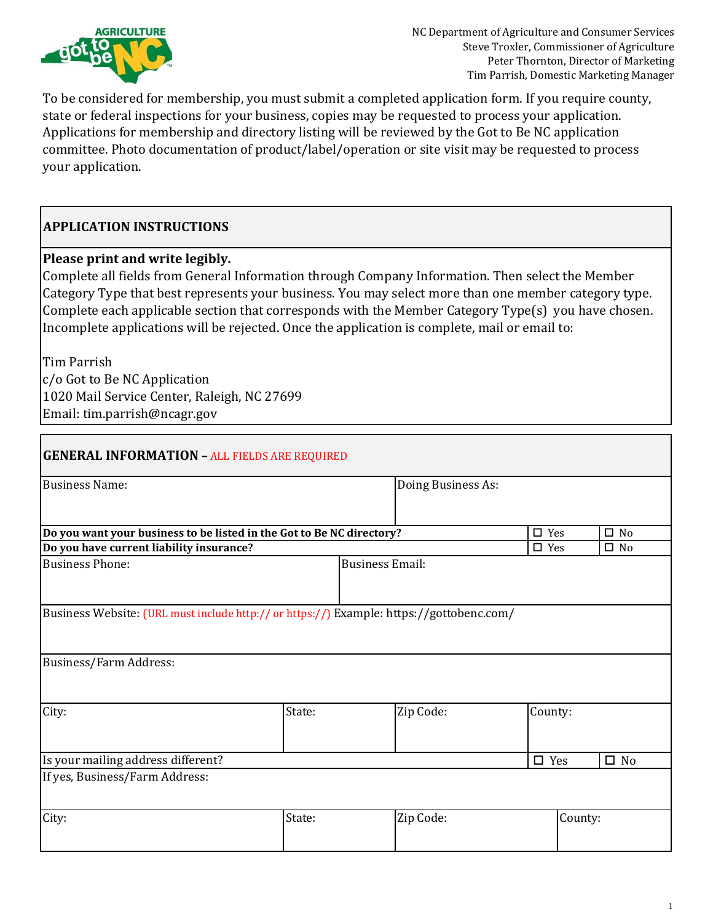NC Department of Agriculture and Consumer Services
Steve Troxler, Commissioner of Agriculture
Peter Thornton, Director of Marketing
Tim Parrish, Domestic Marketing Manager

To be considered for membership, you must submit a completed application form. If you require county, state or federal inspections for your business, copies may be requested to process your application. Applications for membership and directory listing will be reviewed by the Got to Be NC application committee. Photo documentation of product/label/operation or site visit may be requested to process your application.

## APPLICATION INSTRUCTIONS

**Please print and write legibly.**
Complete all fields from General Information through Company Information. Then select the Member Category Type that best represents your business. You may select more than one member category type. Complete each applicable section that corresponds with the Member Category Type(s) you have chosen. Incomplete applications will be rejected. Once the application is complete, mail or email to:

Tim Parrish
c/o Got to Be NC Application
1020 Mail Service Center, Raleigh, NC 27699
Email: tim.parrish@ncagr.gov

## GENERAL INFORMATION – ALL FIELDS ARE REQUIRED

| Business Name: | | Doing Business As: | |
|---|---|---|---|
| **Do you want your business to be listed in the Got to Be NC directory?** | | ☐ Yes | ☐ No |
| **Do you have current liability insurance?** | | ☐ Yes | ☐ No |
| Business Phone: | Business Email: | | |
| Business Website: (URL must include http:// or https://) Example: https://gottobenc.com/ | | | |
| Business/Farm Address: | | | |
| City: | State: | Zip Code: | County: |
| Is your mailing address different? | | ☐ Yes | ☐ No |
| If yes, Business/Farm Address: | | | |
| City: | State: | Zip Code: | County: |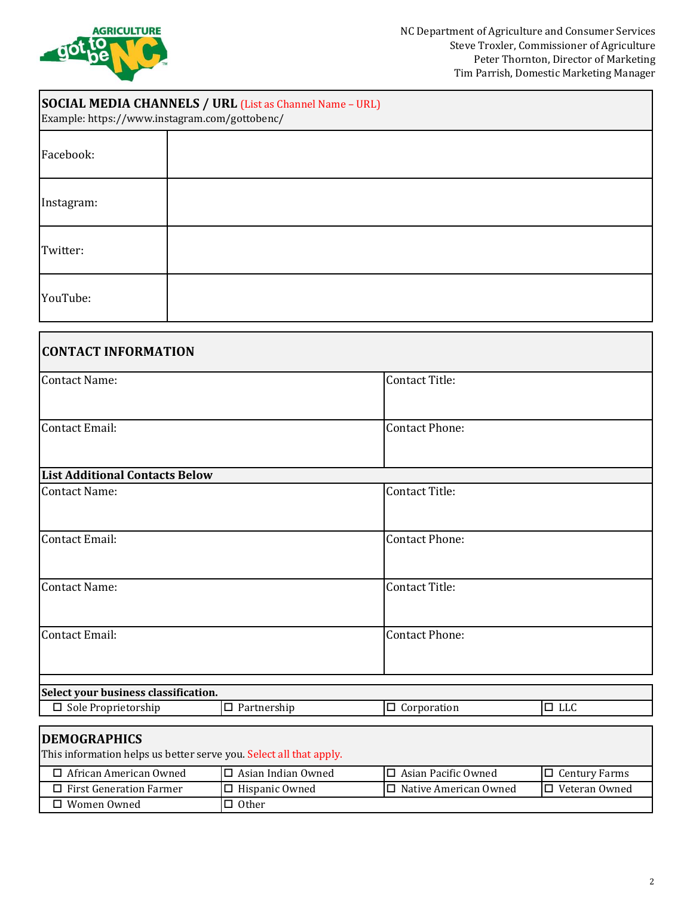NC Department of Agriculture and Consumer Services
Steve Troxler, Commissioner of Agriculture
Peter Thornton, Director of Marketing
Tim Parrish, Domestic Marketing Manager

## SOCIAL MEDIA CHANNELS / URL (List as Channel Name – URL)

Example: https://www.instagram.com/gottobenc/

| | |
|---|---|
| Facebook: | |
| Instagram: | |
| Twitter: | |
| YouTube: | |

## CONTACT INFORMATION

| | |
|---|---|
| Contact Name: | Contact Title: |
| Contact Email: | Contact Phone: |
| **List Additional Contacts Below** | |
| Contact Name: | Contact Title: |
| Contact Email: | Contact Phone: |
| Contact Name: | Contact Title: |
| Contact Email: | Contact Phone: |

**Select your business classification.**

| | | | |
|---|---|---|---|
| ☐ Sole Proprietorship | ☐ Partnership | ☐ Corporation | ☐ LLC |

## DEMOGRAPHICS

This information helps us better serve you. Select all that apply.

| | | | |
|---|---|---|---|
| ☐ African American Owned | ☐ Asian Indian Owned | ☐ Asian Pacific Owned | ☐ Century Farms |
| ☐ First Generation Farmer | ☐ Hispanic Owned | ☐ Native American Owned | ☐ Veteran Owned |
| ☐ Women Owned | ☐ Other | | |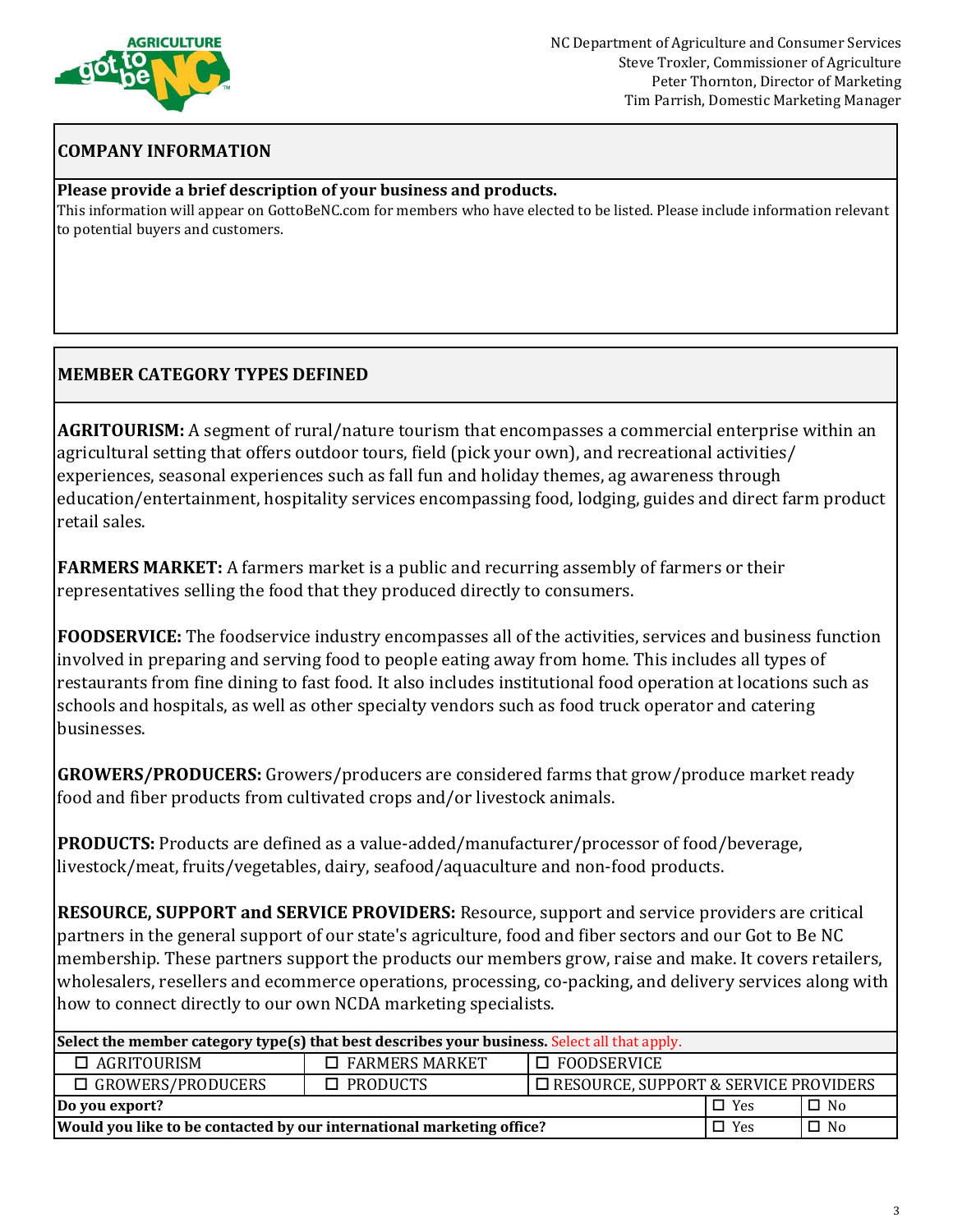NC Department of Agriculture and Consumer Services
Steve Troxler, Commissioner of Agriculture
Peter Thornton, Director of Marketing
Tim Parrish, Domestic Marketing Manager

## COMPANY INFORMATION

**Please provide a brief description of your business and products.**
This information will appear on GottoBeNC.com for members who have elected to be listed. Please include information relevant to potential buyers and customers.

## MEMBER CATEGORY TYPES DEFINED

**AGRITOURISM:** A segment of rural/nature tourism that encompasses a commercial enterprise within an agricultural setting that offers outdoor tours, field (pick your own), and recreational activities/ experiences, seasonal experiences such as fall fun and holiday themes, ag awareness through education/entertainment, hospitality services encompassing food, lodging, guides and direct farm product retail sales.

**FARMERS MARKET:** A farmers market is a public and recurring assembly of farmers or their representatives selling the food that they produced directly to consumers.

**FOODSERVICE:** The foodservice industry encompasses all of the activities, services and business function involved in preparing and serving food to people eating away from home. This includes all types of restaurants from fine dining to fast food. It also includes institutional food operation at locations such as schools and hospitals, as well as other specialty vendors such as food truck operator and catering businesses.

**GROWERS/PRODUCERS:** Growers/producers are considered farms that grow/produce market ready food and fiber products from cultivated crops and/or livestock animals.

**PRODUCTS:** Products are defined as a value-added/manufacturer/processor of food/beverage, livestock/meat, fruits/vegetables, dairy, seafood/aquaculture and non-food products.

**RESOURCE, SUPPORT and SERVICE PROVIDERS:** Resource, support and service providers are critical partners in the general support of our state's agriculture, food and fiber sectors and our Got to Be NC membership. These partners support the products our members grow, raise and make. It covers retailers, wholesalers, resellers and ecommerce operations, processing, co-packing, and delivery services along with how to connect directly to our own NCDA marketing specialists.

| **Select the member category type(s) that best describes your business.** Select all that apply. | | | |
|---|---|---|---|
| ☐ AGRITOURISM | ☐ FARMERS MARKET | ☐ FOODSERVICE | |
| ☐ GROWERS/PRODUCERS | ☐ PRODUCTS | ☐ RESOURCE, SUPPORT & SERVICE PROVIDERS | |
| **Do you export?** | | ☐ Yes | ☐ No |
| **Would you like to be contacted by our international marketing office?** | | ☐ Yes | ☐ No |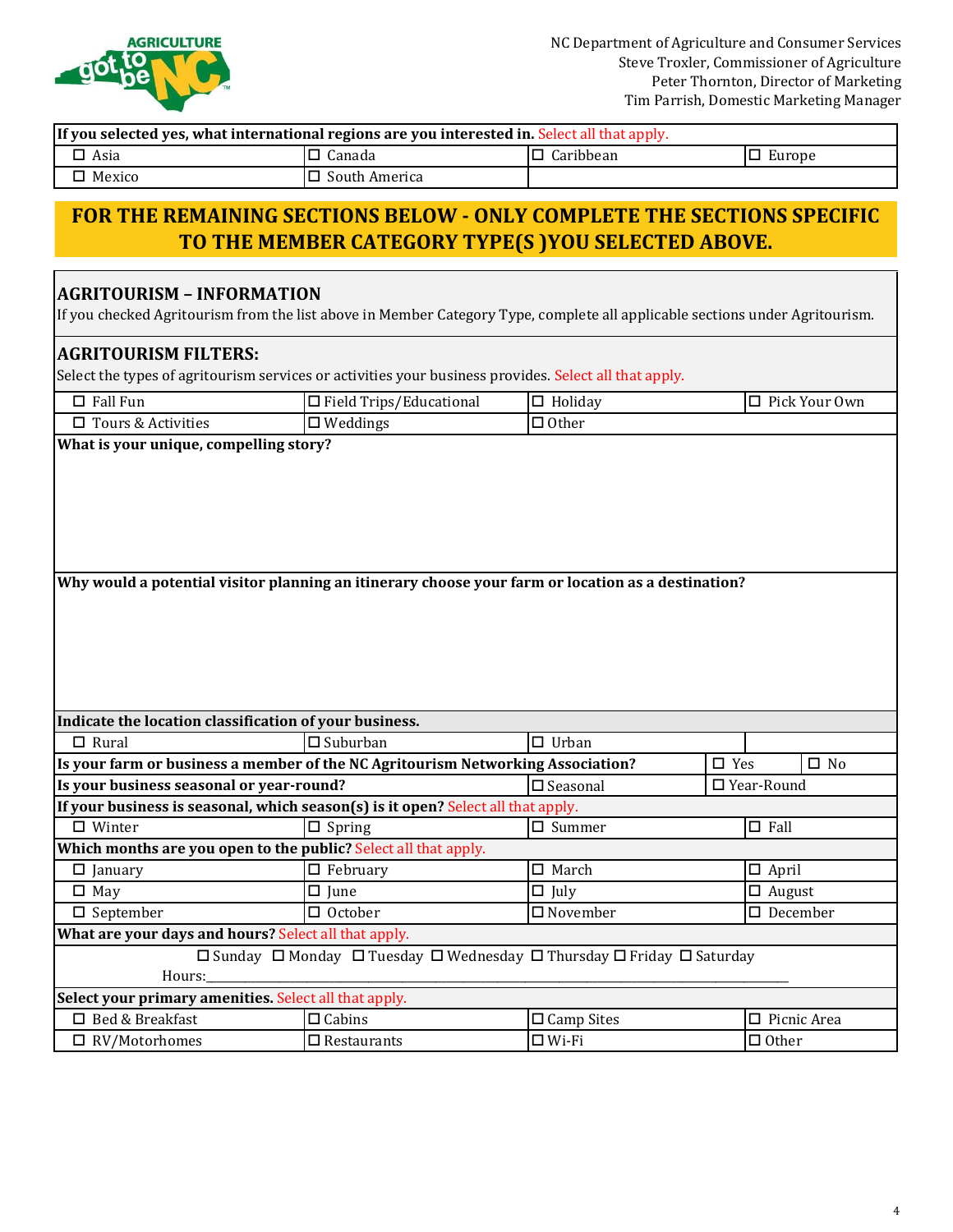NC Department of Agriculture and Consumer Services
Steve Troxler, Commissioner of Agriculture
Peter Thornton, Director of Marketing
Tim Parrish, Domestic Marketing Manager

| If you selected yes, what international regions are you interested in. Select all that apply. | | | |
|---|---|---|---|
| ☐ Asia | ☐ Canada | ☐ Caribbean | ☐ Europe |
| ☐ Mexico | ☐ South America | | |

## FOR THE REMAINING SECTIONS BELOW - ONLY COMPLETE THE SECTIONS SPECIFIC TO THE MEMBER CATEGORY TYPE(S )YOU SELECTED ABOVE.

### AGRITOURISM – INFORMATION

If you checked Agritourism from the list above in Member Category Type, complete all applicable sections under Agritourism.

### AGRITOURISM FILTERS:

Select the types of agritourism services or activities your business provides. Select all that apply.

| | | | |
|---|---|---|---|
| ☐ Fall Fun | ☐ Field Trips/Educational | ☐ Holiday | ☐ Pick Your Own |
| ☐ Tours & Activities | ☐ Weddings | ☐ Other | |

**What is your unique, compelling story?**

**Why would a potential visitor planning an itinerary choose your farm or location as a destination?**

| Indicate the location classification of your business. | | | |
|---|---|---|---|
| ☐ Rural | ☐ Suburban | ☐ Urban | |
| **Is your farm or business a member of the NC Agritourism Networking Association?** | | ☐ Yes | ☐ No |
| **Is your business seasonal or year-round?** | | ☐ Seasonal | ☐ Year-Round |
| **If your business is seasonal, which season(s) is it open?** Select all that apply. | | | |
| ☐ Winter | ☐ Spring | ☐ Summer | ☐ Fall |
| **Which months are you open to the public?** Select all that apply. | | | |
| ☐ January | ☐ February | ☐ March | ☐ April |
| ☐ May | ☐ June | ☐ July | ☐ August |
| ☐ September | ☐ October | ☐ November | ☐ December |

**What are your days and hours?** Select all that apply.

☐ Sunday ☐ Monday ☐ Tuesday ☐ Wednesday ☐ Thursday ☐ Friday ☐ Saturday

Hours:\_\_\_\_\_\_\_\_\_\_\_\_\_\_\_\_\_\_\_\_\_\_\_\_\_\_\_\_\_\_\_\_\_\_\_\_\_\_\_\_\_\_\_\_\_\_\_\_

| Select your primary amenities. Select all that apply. | | | |
|---|---|---|---|
| ☐ Bed & Breakfast | ☐ Cabins | ☐ Camp Sites | ☐ Picnic Area |
| ☐ RV/Motorhomes | ☐ Restaurants | ☐ Wi-Fi | ☐ Other |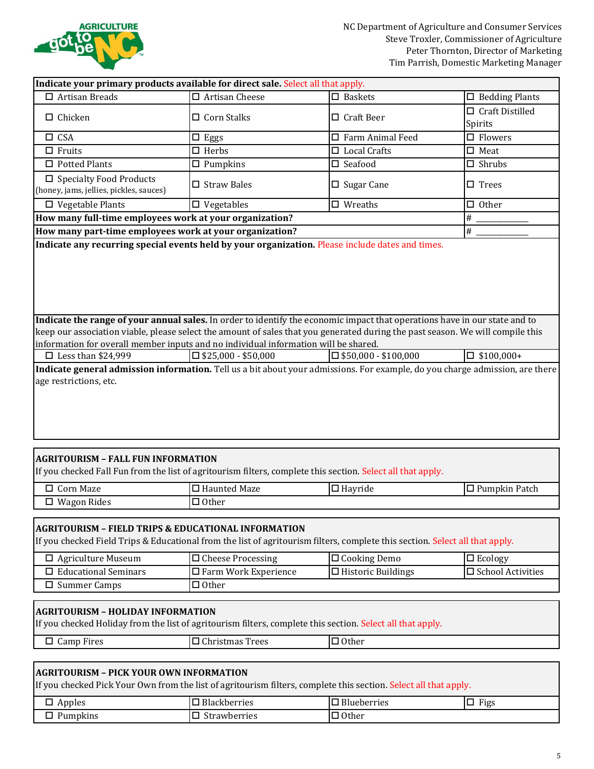NC Department of Agriculture and Consumer Services
Steve Troxler, Commissioner of Agriculture
Peter Thornton, Director of Marketing
Tim Parrish, Domestic Marketing Manager

| **Indicate your primary products available for direct sale.** Select all that apply. | | | |
|---|---|---|---|
| ☐ Artisan Breads | ☐ Artisan Cheese | ☐ Baskets | ☐ Bedding Plants |
| ☐ Chicken | ☐ Corn Stalks | ☐ Craft Beer | ☐ Craft Distilled Spirits |
| ☐ CSA | ☐ Eggs | ☐ Farm Animal Feed | ☐ Flowers |
| ☐ Fruits | ☐ Herbs | ☐ Local Crafts | ☐ Meat |
| ☐ Potted Plants | ☐ Pumpkins | ☐ Seafood | ☐ Shrubs |
| ☐ Specialty Food Products (honey, jams, jellies, pickles, sauces) | ☐ Straw Bales | ☐ Sugar Cane | ☐ Trees |
| ☐ Vegetable Plants | ☐ Vegetables | ☐ Wreaths | ☐ Other |
| **How many full-time employees work at your organization?** | | | # ___________ |
| **How many part-time employees work at your organization?** | | | # ___________ |

**Indicate any recurring special events held by your organization.** Please include dates and times.

**Indicate the range of your annual sales.** In order to identify the economic impact that operations have in our state and to keep our association viable, please select the amount of sales that you generated during the past season. We will compile this information for overall member inputs and no individual information will be shared.

| ☐ Less than $24,999 | ☐ $25,000 - $50,000 | ☐ $50,000 - $100,000 | ☐ $100,000+ |
|---|---|---|---|

**Indicate general admission information.** Tell us a bit about your admissions. For example, do you charge admission, are there age restrictions, etc.

**AGRITOURISM – FALL FUN INFORMATION**

If you checked Fall Fun from the list of agritourism filters, complete this section. Select all that apply.

| ☐ Corn Maze | ☐ Haunted Maze | ☐ Hayride | ☐ Pumpkin Patch |
|---|---|---|---|
| ☐ Wagon Rides | ☐ Other | | |

**AGRITOURISM – FIELD TRIPS & EDUCATIONAL INFORMATION**

If you checked Field Trips & Educational from the list of agritourism filters, complete this section. Select all that apply.

| ☐ Agriculture Museum | ☐ Cheese Processing | ☐ Cooking Demo | ☐ Ecology |
|---|---|---|---|
| ☐ Educational Seminars | ☐ Farm Work Experience | ☐ Historic Buildings | ☐ School Activities |
| ☐ Summer Camps | ☐ Other | | |

**AGRITOURISM – HOLIDAY INFORMATION**

If you checked Holiday from the list of agritourism filters, complete this section. Select all that apply.

| ☐ Camp Fires | ☐ Christmas Trees | ☐ Other |
|---|---|---|

**AGRITOURISM – PICK YOUR OWN INFORMATION**

If you checked Pick Your Own from the list of agritourism filters, complete this section. Select all that apply.

| ☐ Apples | ☐ Blackberries | ☐ Blueberries | ☐ Figs |
|---|---|---|---|
| ☐ Pumpkins | ☐ Strawberries | ☐ Other | |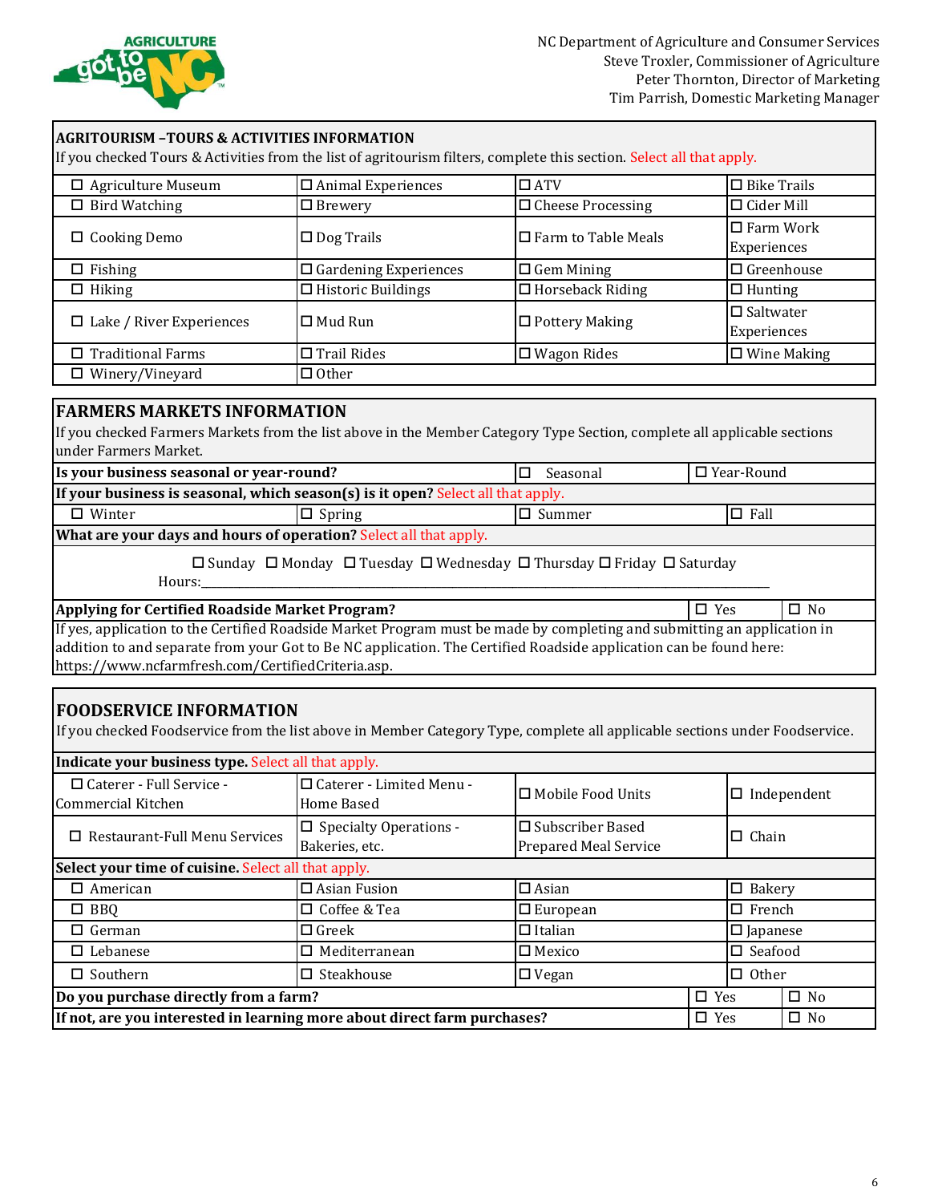NC Department of Agriculture and Consumer Services
Steve Troxler, Commissioner of Agriculture
Peter Thornton, Director of Marketing
Tim Parrish, Domestic Marketing Manager

**AGRITOURISM –TOURS & ACTIVITIES INFORMATION**

If you checked Tours & Activities from the list of agritourism filters, complete this section. Select all that apply.

| | | | |
|---|---|---|---|
| ☐ Agriculture Museum | ☐ Animal Experiences | ☐ ATV | ☐ Bike Trails |
| ☐ Bird Watching | ☐ Brewery | ☐ Cheese Processing | ☐ Cider Mill |
| ☐ Cooking Demo | ☐ Dog Trails | ☐ Farm to Table Meals | ☐ Farm Work Experiences |
| ☐ Fishing | ☐ Gardening Experiences | ☐ Gem Mining | ☐ Greenhouse |
| ☐ Hiking | ☐ Historic Buildings | ☐ Horseback Riding | ☐ Hunting |
| ☐ Lake / River Experiences | ☐ Mud Run | ☐ Pottery Making | ☐ Saltwater Experiences |
| ☐ Traditional Farms | ☐ Trail Rides | ☐ Wagon Rides | ☐ Wine Making |
| ☐ Winery/Vineyard | ☐ Other | | |

**FARMERS MARKETS INFORMATION**

If you checked Farmers Markets from the list above in the Member Category Type Section, complete all applicable sections under Farmers Market.

| | | | |
|---|---|---|---|
| **Is your business seasonal or year-round?** | | ☐ Seasonal | ☐ Year-Round |
| **If your business is seasonal, which season(s) is it open?** Select all that apply. | | | |
| ☐ Winter | ☐ Spring | ☐ Summer | ☐ Fall |

**What are your days and hours of operation?** Select all that apply.

☐ Sunday ☐ Monday ☐ Tuesday ☐ Wednesday ☐ Thursday ☐ Friday ☐ Saturday

Hours:______________________________________________________________

| | | |
|---|---|---|
| **Applying for Certified Roadside Market Program?** | ☐ Yes | ☐ No |

If yes, application to the Certified Roadside Market Program must be made by completing and submitting an application in addition to and separate from your Got to Be NC application. The Certified Roadside application can be found here: https://www.ncfarmfresh.com/CertifiedCriteria.asp.

**FOODSERVICE INFORMATION**

If you checked Foodservice from the list above in Member Category Type, complete all applicable sections under Foodservice.

**Indicate your business type.** Select all that apply.

| | | | |
|---|---|---|---|
| ☐ Caterer - Full Service - Commercial Kitchen | ☐ Caterer - Limited Menu - Home Based | ☐ Mobile Food Units | ☐ Independent |
| ☐ Restaurant-Full Menu Services | ☐ Specialty Operations - Bakeries, etc. | ☐ Subscriber Based Prepared Meal Service | ☐ Chain |

**Select your time of cuisine.** Select all that apply.

| | | | |
|---|---|---|---|
| ☐ American | ☐ Asian Fusion | ☐ Asian | ☐ Bakery |
| ☐ BBQ | ☐ Coffee & Tea | ☐ European | ☐ French |
| ☐ German | ☐ Greek | ☐ Italian | ☐ Japanese |
| ☐ Lebanese | ☐ Mediterranean | ☐ Mexico | ☐ Seafood |
| ☐ Southern | ☐ Steakhouse | ☐ Vegan | ☐ Other |

| | | |
|---|---|---|
| **Do you purchase directly from a farm?** | ☐ Yes | ☐ No |
| **If not, are you interested in learning more about direct farm purchases?** | ☐ Yes | ☐ No |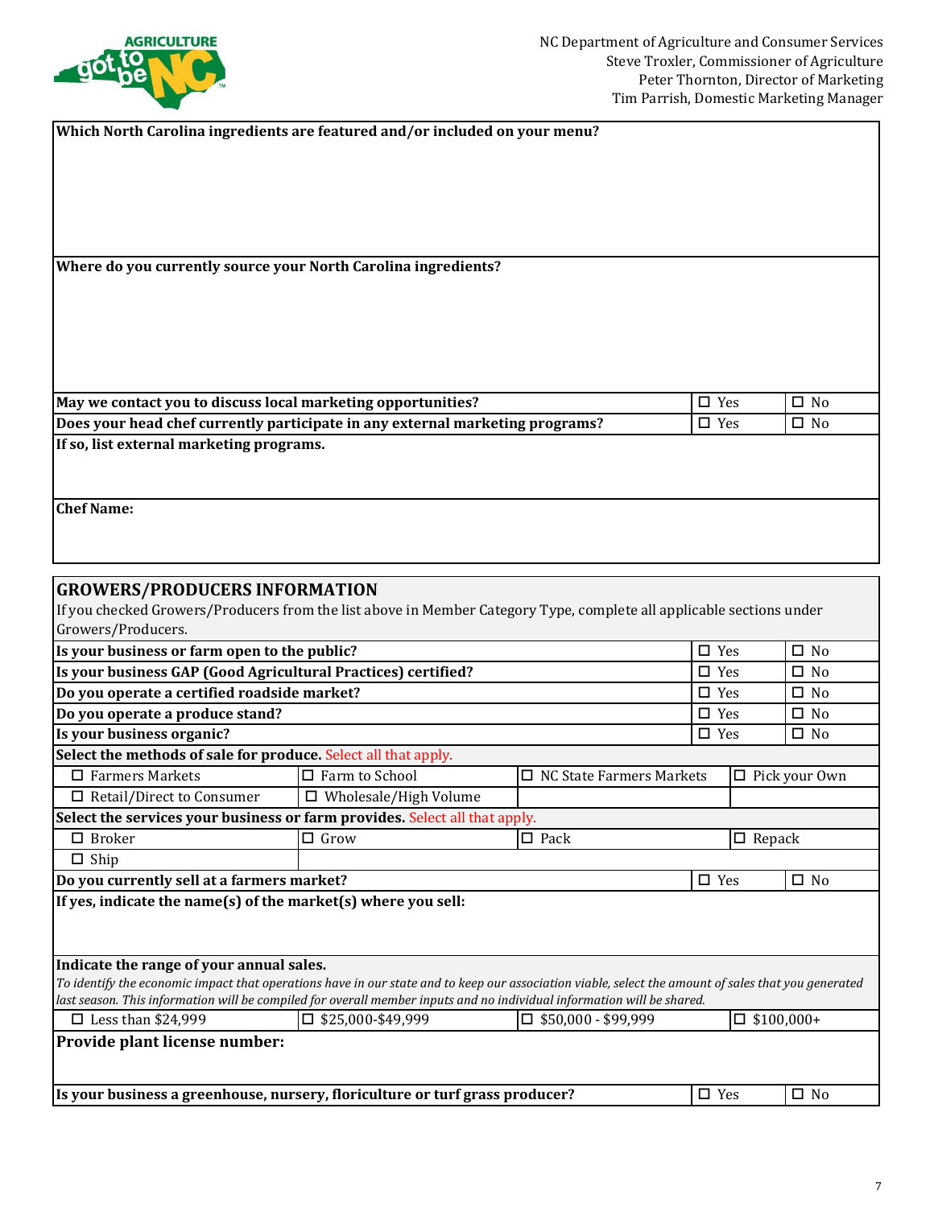NC Department of Agriculture and Consumer Services
Steve Troxler, Commissioner of Agriculture
Peter Thornton, Director of Marketing
Tim Parrish, Domestic Marketing Manager

**Which North Carolina ingredients are featured and/or included on your menu?**

**Where do you currently source your North Carolina ingredients?**

| | | |
|---|---|---|
| **May we contact you to discuss local marketing opportunities?** | ☐ Yes | ☐ No |
| **Does your head chef currently participate in any external marketing programs?** | ☐ Yes | ☐ No |

**If so, list external marketing programs.**

**Chef Name:**

## GROWERS/PRODUCERS INFORMATION

If you checked Growers/Producers from the list above in Member Category Type, complete all applicable sections under Growers/Producers.

| | | |
|---|---|---|
| **Is your business or farm open to the public?** | ☐ Yes | ☐ No |
| **Is your business GAP (Good Agricultural Practices) certified?** | ☐ Yes | ☐ No |
| **Do you operate a certified roadside market?** | ☐ Yes | ☐ No |
| **Do you operate a produce stand?** | ☐ Yes | ☐ No |
| **Is your business organic?** | ☐ Yes | ☐ No |

**Select the methods of sale for produce.** Select all that apply.

| | | | |
|---|---|---|---|
| ☐ Farmers Markets | ☐ Farm to School | ☐ NC State Farmers Markets | ☐ Pick your Own |
| ☐ Retail/Direct to Consumer | ☐ Wholesale/High Volume | | |

**Select the services your business or farm provides.** Select all that apply.

| | | | |
|---|---|---|---|
| ☐ Broker | ☐ Grow | ☐ Pack | ☐ Repack |
| ☐ Ship | | | |

| | | |
|---|---|---|
| **Do you currently sell at a farmers market?** | ☐ Yes | ☐ No |

**If yes, indicate the name(s) of the market(s) where you sell:**

**Indicate the range of your annual sales.**

*To identify the economic impact that operations have in our state and to keep our association viable, select the amount of sales that you generated last season. This information will be compiled for overall member inputs and no individual information will be shared.*

| | | | |
|---|---|---|---|
| ☐ Less than $24,999 | ☐ $25,000-$49,999 | ☐ $50,000 - $99,999 | ☐ $100,000+ |

**Provide plant license number:**

| | | |
|---|---|---|
| **Is your business a greenhouse, nursery, floriculture or turf grass producer?** | ☐ Yes | ☐ No |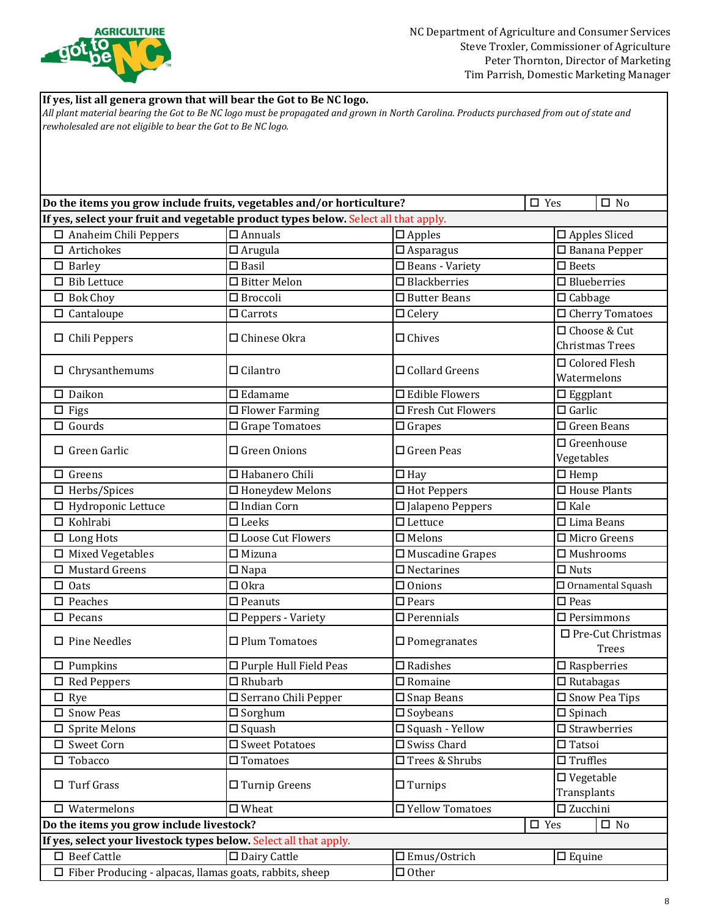NC Department of Agriculture and Consumer Services
Steve Troxler, Commissioner of Agriculture
Peter Thornton, Director of Marketing
Tim Parrish, Domestic Marketing Manager

**If yes, list all genera grown that will bear the Got to Be NC logo.**
*All plant material bearing the Got to Be NC logo must be propagated and grown in North Carolina. Products purchased from out of state and rewholesaled are not eligible to bear the Got to Be NC logo.*

| **Do the items you grow include fruits, vegetables and/or horticulture?** | | ☐ Yes | ☐ No |
|---|---|---|---|
| **If yes, select your fruit and vegetable product types below.** Select all that apply. | | | |
| ☐ Anaheim Chili Peppers | ☐ Annuals | ☐ Apples | ☐ Apples Sliced |
| ☐ Artichokes | ☐ Arugula | ☐ Asparagus | ☐ Banana Pepper |
| ☐ Barley | ☐ Basil | ☐ Beans - Variety | ☐ Beets |
| ☐ Bib Lettuce | ☐ Bitter Melon | ☐ Blackberries | ☐ Blueberries |
| ☐ Bok Choy | ☐ Broccoli | ☐ Butter Beans | ☐ Cabbage |
| ☐ Cantaloupe | ☐ Carrots | ☐ Celery | ☐ Cherry Tomatoes |
| ☐ Chili Peppers | ☐ Chinese Okra | ☐ Chives | ☐ Choose & Cut Christmas Trees |
| ☐ Chrysanthemums | ☐ Cilantro | ☐ Collard Greens | ☐ Colored Flesh Watermelons |
| ☐ Daikon | ☐ Edamame | ☐ Edible Flowers | ☐ Eggplant |
| ☐ Figs | ☐ Flower Farming | ☐ Fresh Cut Flowers | ☐ Garlic |
| ☐ Gourds | ☐ Grape Tomatoes | ☐ Grapes | ☐ Green Beans |
| ☐ Green Garlic | ☐ Green Onions | ☐ Green Peas | ☐ Greenhouse Vegetables |
| ☐ Greens | ☐ Habanero Chili | ☐ Hay | ☐ Hemp |
| ☐ Herbs/Spices | ☐ Honeydew Melons | ☐ Hot Peppers | ☐ House Plants |
| ☐ Hydroponic Lettuce | ☐ Indian Corn | ☐ Jalapeno Peppers | ☐ Kale |
| ☐ Kohlrabi | ☐ Leeks | ☐ Lettuce | ☐ Lima Beans |
| ☐ Long Hots | ☐ Loose Cut Flowers | ☐ Melons | ☐ Micro Greens |
| ☐ Mixed Vegetables | ☐ Mizuna | ☐ Muscadine Grapes | ☐ Mushrooms |
| ☐ Mustard Greens | ☐ Napa | ☐ Nectarines | ☐ Nuts |
| ☐ Oats | ☐ Okra | ☐ Onions | ☐ Ornamental Squash |
| ☐ Peaches | ☐ Peanuts | ☐ Pears | ☐ Peas |
| ☐ Pecans | ☐ Peppers - Variety | ☐ Perennials | ☐ Persimmons |
| ☐ Pine Needles | ☐ Plum Tomatoes | ☐ Pomegranates | ☐ Pre-Cut Christmas Trees |
| ☐ Pumpkins | ☐ Purple Hull Field Peas | ☐ Radishes | ☐ Raspberries |
| ☐ Red Peppers | ☐ Rhubarb | ☐ Romaine | ☐ Rutabagas |
| ☐ Rye | ☐ Serrano Chili Pepper | ☐ Snap Beans | ☐ Snow Pea Tips |
| ☐ Snow Peas | ☐ Sorghum | ☐ Soybeans | ☐ Spinach |
| ☐ Sprite Melons | ☐ Squash | ☐ Squash - Yellow | ☐ Strawberries |
| ☐ Sweet Corn | ☐ Sweet Potatoes | ☐ Swiss Chard | ☐ Tatsoi |
| ☐ Tobacco | ☐ Tomatoes | ☐ Trees & Shrubs | ☐ Truffles |
| ☐ Turf Grass | ☐ Turnip Greens | ☐ Turnips | ☐ Vegetable Transplants |
| ☐ Watermelons | ☐ Wheat | ☐ Yellow Tomatoes | ☐ Zucchini |
| **Do the items you grow include livestock?** | | ☐ Yes | ☐ No |
| **If yes, select your livestock types below.** Select all that apply. | | | |
| ☐ Beef Cattle | ☐ Dairy Cattle | ☐ Emus/Ostrich | ☐ Equine |
| ☐ Fiber Producing - alpacas, llamas goats, rabbits, sheep | | ☐ Other | |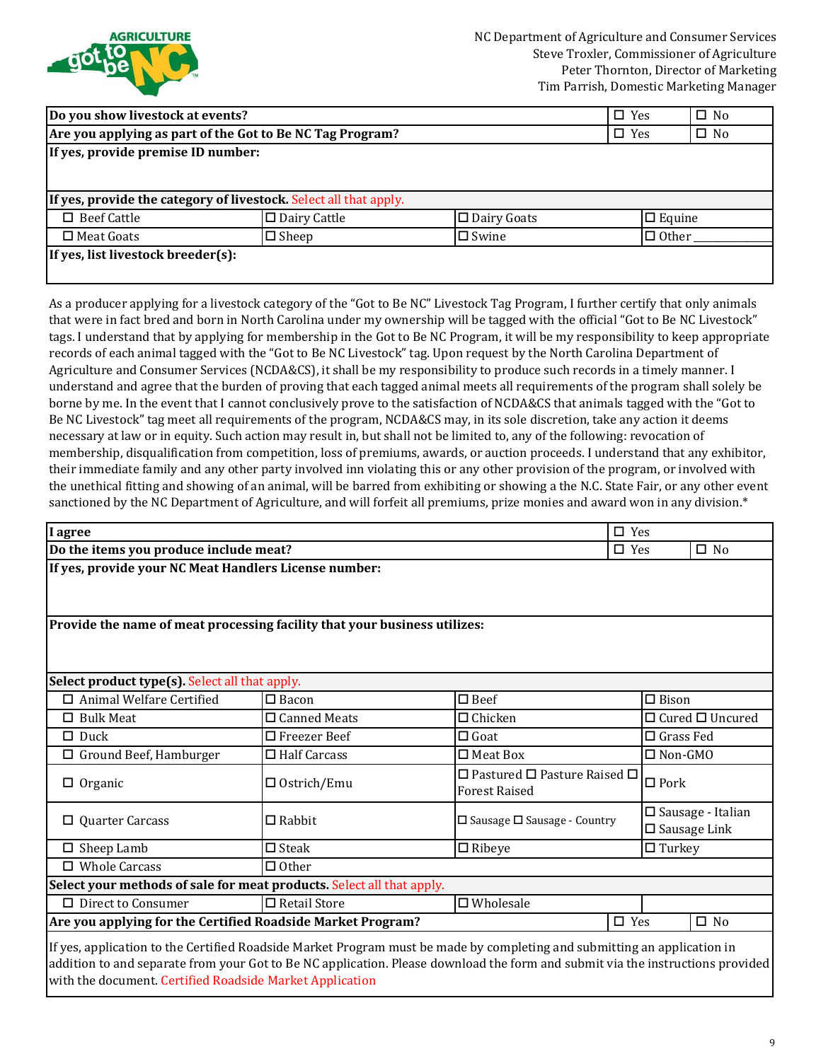NC Department of Agriculture and Consumer Services
Steve Troxler, Commissioner of Agriculture
Peter Thornton, Director of Marketing
Tim Parrish, Domestic Marketing Manager

| Do you show livestock at events? | ☐ Yes | ☐ No |
|---|---|---|
| **Are you applying as part of the Got to Be NC Tag Program?** | ☐ Yes | ☐ No |
| **If yes, provide premise ID number:** | | |

**If yes, provide the category of livestock.** Select all that apply.

| | | | |
|---|---|---|---|
| ☐ Beef Cattle | ☐ Dairy Cattle | ☐ Dairy Goats | ☐ Equine |
| ☐ Meat Goats | ☐ Sheep | ☐ Swine | ☐ Other_______ |

**If yes, list livestock breeder(s):**

As a producer applying for a livestock category of the "Got to Be NC" Livestock Tag Program, I further certify that only animals that were in fact bred and born in North Carolina under my ownership will be tagged with the official "Got to Be NC Livestock" tags. I understand that by applying for membership in the Got to Be NC Program, it will be my responsibility to keep appropriate records of each animal tagged with the "Got to Be NC Livestock" tag. Upon request by the North Carolina Department of Agriculture and Consumer Services (NCDA&CS), it shall be my responsibility to produce such records in a timely manner. I understand and agree that the burden of proving that each tagged animal meets all requirements of the program shall solely be borne by me. In the event that I cannot conclusively prove to the satisfaction of NCDA&CS that animals tagged with the "Got to Be NC Livestock" tag meet all requirements of the program, NCDA&CS may, in its sole discretion, take any action it deems necessary at law or in equity. Such action may result in, but shall not be limited to, any of the following: revocation of membership, disqualification from competition, loss of premiums, awards, or auction proceeds. I understand that any exhibitor, their immediate family and any other party involved inn violating this or any other provision of the program, or involved with the unethical fitting and showing of an animal, will be barred from exhibiting or showing a the N.C. State Fair, or any other event sanctioned by the NC Department of Agriculture, and will forfeit all premiums, prize monies and award won in any division.*

| I agree | ☐ Yes | |
|---|---|---|
| **Do the items you produce include meat?** | ☐ Yes | ☐ No |
| **If yes, provide your NC Meat Handlers License number:** | | |
| **Provide the name of meat processing facility that your business utilizes:** | | |

**Select product type(s).** Select all that apply.

| | | | |
|---|---|---|---|
| ☐ Animal Welfare Certified | ☐ Bacon | ☐ Beef | ☐ Bison |
| ☐ Bulk Meat | ☐ Canned Meats | ☐ Chicken | ☐ Cured ☐ Uncured |
| ☐ Duck | ☐ Freezer Beef | ☐ Goat | ☐ Grass Fed |
| ☐ Ground Beef, Hamburger | ☐ Half Carcass | ☐ Meat Box | ☐ Non-GMO |
| ☐ Organic | ☐ Ostrich/Emu | ☐ Pastured ☐ Pasture Raised ☐ Forest Raised | ☐ Pork |
| ☐ Quarter Carcass | ☐ Rabbit | ☐ Sausage ☐ Sausage - Country | ☐ Sausage - Italian ☐ Sausage Link |
| ☐ Sheep Lamb | ☐ Steak | ☐ Ribeye | ☐ Turkey |
| ☐ Whole Carcass | ☐ Other | | |

**Select your methods of sale for meat products.** Select all that apply.

| | | |
|---|---|---|
| ☐ Direct to Consumer | ☐ Retail Store | ☐ Wholesale |

| Are you applying for the Certified Roadside Market Program? | ☐ Yes | ☐ No |
|---|---|---|

If yes, application to the Certified Roadside Market Program must be made by completing and submitting an application in addition to and separate from your Got to Be NC application. Please download the form and submit via the instructions provided with the document. Certified Roadside Market Application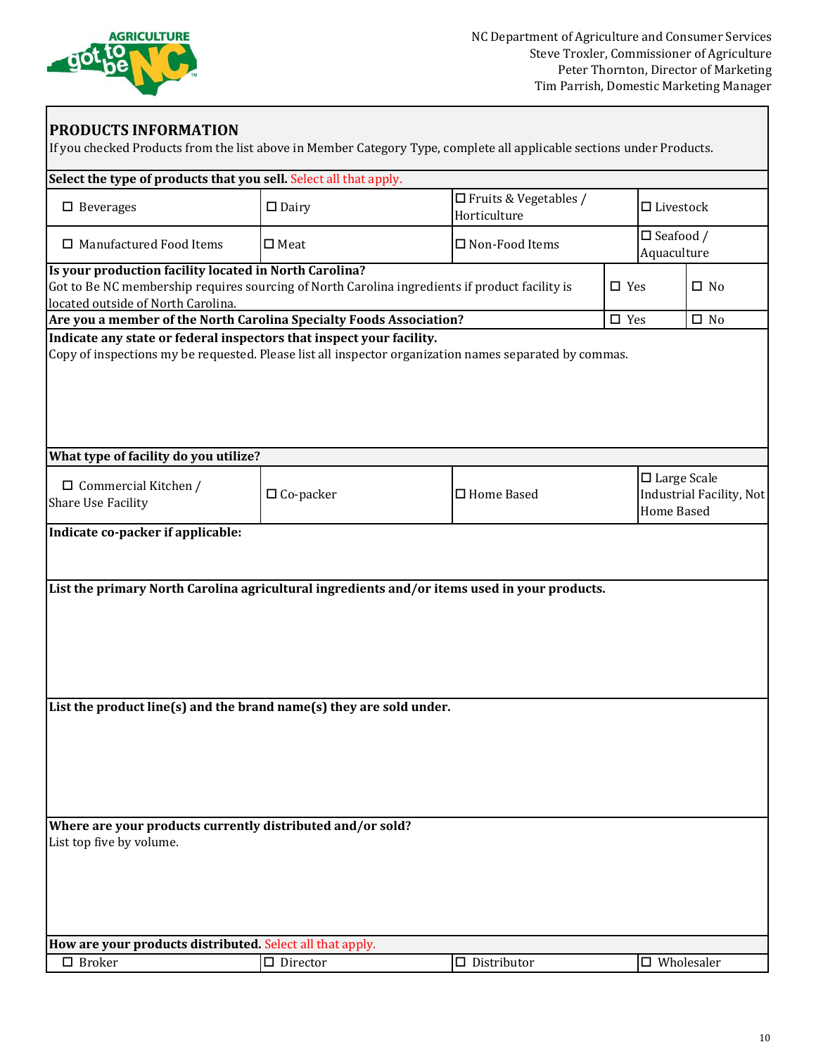NC Department of Agriculture and Consumer Services
Steve Troxler, Commissioner of Agriculture
Peter Thornton, Director of Marketing
Tim Parrish, Domestic Marketing Manager

## PRODUCTS INFORMATION

If you checked Products from the list above in Member Category Type, complete all applicable sections under Products.

**Select the type of products that you sell.** Select all that apply.

| | | | |
|---|---|---|---|
| ☐ Beverages | ☐ Dairy | ☐ Fruits & Vegetables / Horticulture | ☐ Livestock |
| ☐ Manufactured Food Items | ☐ Meat | ☐ Non-Food Items | ☐ Seafood / Aquaculture |

| | | |
|---|---|---|
| **Is your production facility located in North Carolina?** Got to Be NC membership requires sourcing of North Carolina ingredients if product facility is located outside of North Carolina. | ☐ Yes | ☐ No |
| **Are you a member of the North Carolina Specialty Foods Association?** | ☐ Yes | ☐ No |

**Indicate any state or federal inspectors that inspect your facility.**
Copy of inspections my be requested. Please list all inspector organization names separated by commas.

**What type of facility do you utilize?**

| | | | |
|---|---|---|---|
| ☐ Commercial Kitchen / Share Use Facility | ☐ Co-packer | ☐ Home Based | ☐ Large Scale Industrial Facility, Not Home Based |

**Indicate co-packer if applicable:**

**List the primary North Carolina agricultural ingredients and/or items used in your products.**

**List the product line(s) and the brand name(s) they are sold under.**

**Where are your products currently distributed and/or sold?**
List top five by volume.

**How are your products distributed.** Select all that apply.

| | | | |
|---|---|---|---|
| ☐ Broker | ☐ Director | ☐ Distributor | ☐ Wholesaler |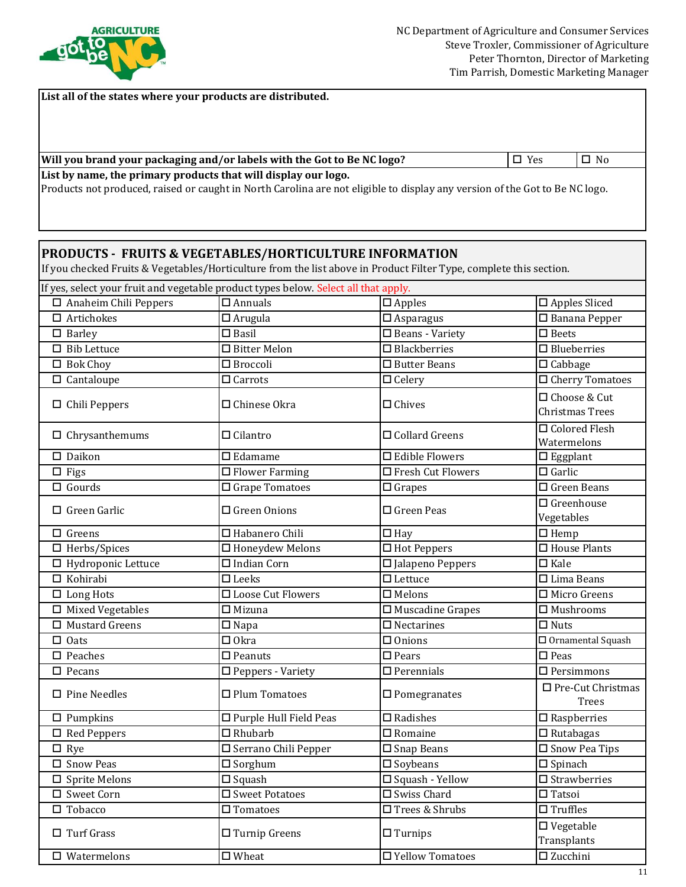NC Department of Agriculture and Consumer Services
Steve Troxler, Commissioner of Agriculture
Peter Thornton, Director of Marketing
Tim Parrish, Domestic Marketing Manager

**List all of the states where your products are distributed.**

| **Will you brand your packaging and/or labels with the Got to Be NC logo?** | ☐ Yes | ☐ No |
|---|---|---|

**List by name, the primary products that will display our logo.**
Products not produced, raised or caught in North Carolina are not eligible to display any version of the Got to Be NC logo.

## PRODUCTS - FRUITS & VEGETABLES/HORTICULTURE INFORMATION

If you checked Fruits & Vegetables/Horticulture from the list above in Product Filter Type, complete this section.

If yes, select your fruit and vegetable product types below. Select all that apply.

| | | | |
|---|---|---|---|
| ☐ Anaheim Chili Peppers | ☐ Annuals | ☐ Apples | ☐ Apples Sliced |
| ☐ Artichokes | ☐ Arugula | ☐ Asparagus | ☐ Banana Pepper |
| ☐ Barley | ☐ Basil | ☐ Beans - Variety | ☐ Beets |
| ☐ Bib Lettuce | ☐ Bitter Melon | ☐ Blackberries | ☐ Blueberries |
| ☐ Bok Choy | ☐ Broccoli | ☐ Butter Beans | ☐ Cabbage |
| ☐ Cantaloupe | ☐ Carrots | ☐ Celery | ☐ Cherry Tomatoes |
| ☐ Chili Peppers | ☐ Chinese Okra | ☐ Chives | ☐ Choose & Cut Christmas Trees |
| ☐ Chrysanthemums | ☐ Cilantro | ☐ Collard Greens | ☐ Colored Flesh Watermelons |
| ☐ Daikon | ☐ Edamame | ☐ Edible Flowers | ☐ Eggplant |
| ☐ Figs | ☐ Flower Farming | ☐ Fresh Cut Flowers | ☐ Garlic |
| ☐ Gourds | ☐ Grape Tomatoes | ☐ Grapes | ☐ Green Beans |
| ☐ Green Garlic | ☐ Green Onions | ☐ Green Peas | ☐ Greenhouse Vegetables |
| ☐ Greens | ☐ Habanero Chili | ☐ Hay | ☐ Hemp |
| ☐ Herbs/Spices | ☐ Honeydew Melons | ☐ Hot Peppers | ☐ House Plants |
| ☐ Hydroponic Lettuce | ☐ Indian Corn | ☐ Jalapeno Peppers | ☐ Kale |
| ☐ Kohirabi | ☐ Leeks | ☐ Lettuce | ☐ Lima Beans |
| ☐ Long Hots | ☐ Loose Cut Flowers | ☐ Melons | ☐ Micro Greens |
| ☐ Mixed Vegetables | ☐ Mizuna | ☐ Muscadine Grapes | ☐ Mushrooms |
| ☐ Mustard Greens | ☐ Napa | ☐ Nectarines | ☐ Nuts |
| ☐ Oats | ☐ Okra | ☐ Onions | ☐ Ornamental Squash |
| ☐ Peaches | ☐ Peanuts | ☐ Pears | ☐ Peas |
| ☐ Pecans | ☐ Peppers - Variety | ☐ Perennials | ☐ Persimmons |
| ☐ Pine Needles | ☐ Plum Tomatoes | ☐ Pomegranates | ☐ Pre-Cut Christmas Trees |
| ☐ Pumpkins | ☐ Purple Hull Field Peas | ☐ Radishes | ☐ Raspberries |
| ☐ Red Peppers | ☐ Rhubarb | ☐ Romaine | ☐ Rutabagas |
| ☐ Rye | ☐ Serrano Chili Pepper | ☐ Snap Beans | ☐ Snow Pea Tips |
| ☐ Snow Peas | ☐ Sorghum | ☐ Soybeans | ☐ Spinach |
| ☐ Sprite Melons | ☐ Squash | ☐ Squash - Yellow | ☐ Strawberries |
| ☐ Sweet Corn | ☐ Sweet Potatoes | ☐ Swiss Chard | ☐ Tatsoi |
| ☐ Tobacco | ☐ Tomatoes | ☐ Trees & Shrubs | ☐ Truffles |
| ☐ Turf Grass | ☐ Turnip Greens | ☐ Turnips | ☐ Vegetable Transplants |
| ☐ Watermelons | ☐ Wheat | ☐ Yellow Tomatoes | ☐ Zucchini |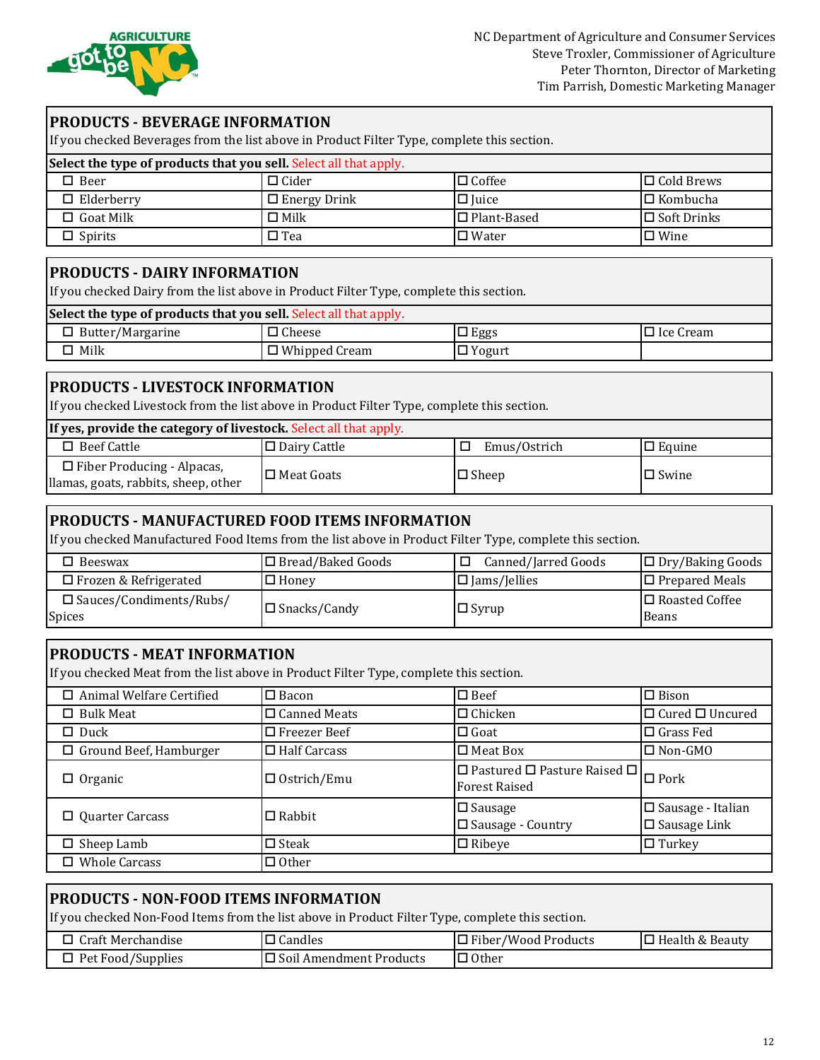NC Department of Agriculture and Consumer Services
Steve Troxler, Commissioner of Agriculture
Peter Thornton, Director of Marketing
Tim Parrish, Domestic Marketing Manager

## PRODUCTS - BEVERAGE INFORMATION

If you checked Beverages from the list above in Product Filter Type, complete this section.

**Select the type of products that you sell.** Select all that apply.

| | | | |
|---|---|---|---|
| ☐ Beer | ☐ Cider | ☐ Coffee | ☐ Cold Brews |
| ☐ Elderberry | ☐ Energy Drink | ☐ Juice | ☐ Kombucha |
| ☐ Goat Milk | ☐ Milk | ☐ Plant-Based | ☐ Soft Drinks |
| ☐ Spirits | ☐ Tea | ☐ Water | ☐ Wine |

## PRODUCTS - DAIRY INFORMATION

If you checked Dairy from the list above in Product Filter Type, complete this section.

**Select the type of products that you sell.** Select all that apply.

| | | | |
|---|---|---|---|
| ☐ Butter/Margarine | ☐ Cheese | ☐ Eggs | ☐ Ice Cream |
| ☐ Milk | ☐ Whipped Cream | ☐ Yogurt | |

## PRODUCTS - LIVESTOCK INFORMATION

If you checked Livestock from the list above in Product Filter Type, complete this section.

**If yes, provide the category of livestock.** Select all that apply.

| | | | |
|---|---|---|---|
| ☐ Beef Cattle | ☐ Dairy Cattle | ☐ Emus/Ostrich | ☐ Equine |
| ☐ Fiber Producing - Alpacas, llamas, goats, rabbits, sheep, other | ☐ Meat Goats | ☐ Sheep | ☐ Swine |

## PRODUCTS - MANUFACTURED FOOD ITEMS INFORMATION

If you checked Manufactured Food Items from the list above in Product Filter Type, complete this section.

| | | | |
|---|---|---|---|
| ☐ Beeswax | ☐ Bread/Baked Goods | ☐ Canned/Jarred Goods | ☐ Dry/Baking Goods |
| ☐ Frozen & Refrigerated | ☐ Honey | ☐ Jams/Jellies | ☐ Prepared Meals |
| ☐ Sauces/Condiments/Rubs/Spices | ☐ Snacks/Candy | ☐ Syrup | ☐ Roasted Coffee Beans |

## PRODUCTS - MEAT INFORMATION

If you checked Meat from the list above in Product Filter Type, complete this section.

| | | | |
|---|---|---|---|
| ☐ Animal Welfare Certified | ☐ Bacon | ☐ Beef | ☐ Bison |
| ☐ Bulk Meat | ☐ Canned Meats | ☐ Chicken | ☐ Cured ☐ Uncured |
| ☐ Duck | ☐ Freezer Beef | ☐ Goat | ☐ Grass Fed |
| ☐ Ground Beef, Hamburger | ☐ Half Carcass | ☐ Meat Box | ☐ Non-GMO |
| ☐ Organic | ☐ Ostrich/Emu | ☐ Pastured ☐ Pasture Raised ☐ Forest Raised | ☐ Pork |
| ☐ Quarter Carcass | ☐ Rabbit | ☐ Sausage ☐ Sausage - Country | ☐ Sausage - Italian ☐ Sausage Link |
| ☐ Sheep Lamb | ☐ Steak | ☐ Ribeye | ☐ Turkey |
| ☐ Whole Carcass | ☐ Other | | |

## PRODUCTS - NON-FOOD ITEMS INFORMATION

If you checked Non-Food Items from the list above in Product Filter Type, complete this section.

| | | | |
|---|---|---|---|
| ☐ Craft Merchandise | ☐ Candles | ☐ Fiber/Wood Products | ☐ Health & Beauty |
| ☐ Pet Food/Supplies | ☐ Soil Amendment Products | ☐ Other | |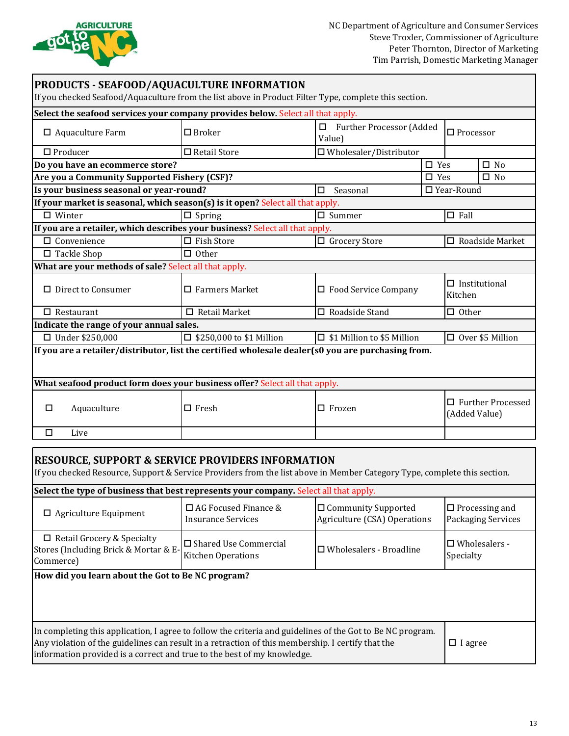NC Department of Agriculture and Consumer Services
Steve Troxler, Commissioner of Agriculture
Peter Thornton, Director of Marketing
Tim Parrish, Domestic Marketing Manager

## PRODUCTS - SEAFOOD/AQUACULTURE INFORMATION

If you checked Seafood/Aquaculture from the list above in Product Filter Type, complete this section.

**Select the seafood services your company provides below.** Select all that apply.

| | | | |
|---|---|---|---|
| ☐ Aquaculture Farm | ☐ Broker | ☐ Further Processor (Added Value) | ☐ Processor |
| ☐ Producer | ☐ Retail Store | ☐ Wholesaler/Distributor | |

| | | |
|---|---|---|
| **Do you have an ecommerce store?** | ☐ Yes | ☐ No |
| **Are you a Community Supported Fishery (CSF)?** | ☐ Yes | ☐ No |
| **Is your business seasonal or year-round?** | ☐ Seasonal | ☐ Year-Round |

**If your market is seasonal, which season(s) is it open?** Select all that apply.

| | | | |
|---|---|---|---|
| ☐ Winter | ☐ Spring | ☐ Summer | ☐ Fall |

**If you are a retailer, which describes your business?** Select all that apply.

| | | | |
|---|---|---|---|
| ☐ Convenience | ☐ Fish Store | ☐ Grocery Store | ☐ Roadside Market |
| ☐ Tackle Shop | ☐ Other | | |

**What are your methods of sale?** Select all that apply.

| | | | |
|---|---|---|---|
| ☐ Direct to Consumer | ☐ Farmers Market | ☐ Food Service Company | ☐ Institutional Kitchen |
| ☐ Restaurant | ☐ Retail Market | ☐ Roadside Stand | ☐ Other |

**Indicate the range of your annual sales.**

| | | | |
|---|---|---|---|
| ☐ Under $250,000 | ☐ $250,000 to $1 Million | ☐ $1 Million to $5 Million | ☐ Over $5 Million |

**If you are a retailer/distributor, list the certified wholesale dealer(s0 you are purchasing from.**

**What seafood product form does your business offer?** Select all that apply.

| | | | |
|---|---|---|---|
| ☐ Aquaculture | ☐ Fresh | ☐ Frozen | ☐ Further Processed (Added Value) |
| ☐ Live | | | |

## RESOURCE, SUPPORT & SERVICE PROVIDERS INFORMATION

If you checked Resource, Support & Service Providers from the list above in Member Category Type, complete this section.

**Select the type of business that best represents your company.** Select all that apply.

| | | | |
|---|---|---|---|
| ☐ Agriculture Equipment | ☐ AG Focused Finance & Insurance Services | ☐ Community Supported Agriculture (CSA) Operations | ☐ Processing and Packaging Services |
| ☐ Retail Grocery & Specialty Stores (Including Brick & Mortar & E-Commerce) | ☐ Shared Use Commercial Kitchen Operations | ☐ Wholesalers - Broadline | ☐ Wholesalers - Specialty |

**How did you learn about the Got to Be NC program?**

| | |
|---|---|
| In completing this application, I agree to follow the criteria and guidelines of the Got to Be NC program. Any violation of the guidelines can result in a retraction of this membership. I certify that the information provided is a correct and true to the best of my knowledge. | ☐ I agree |